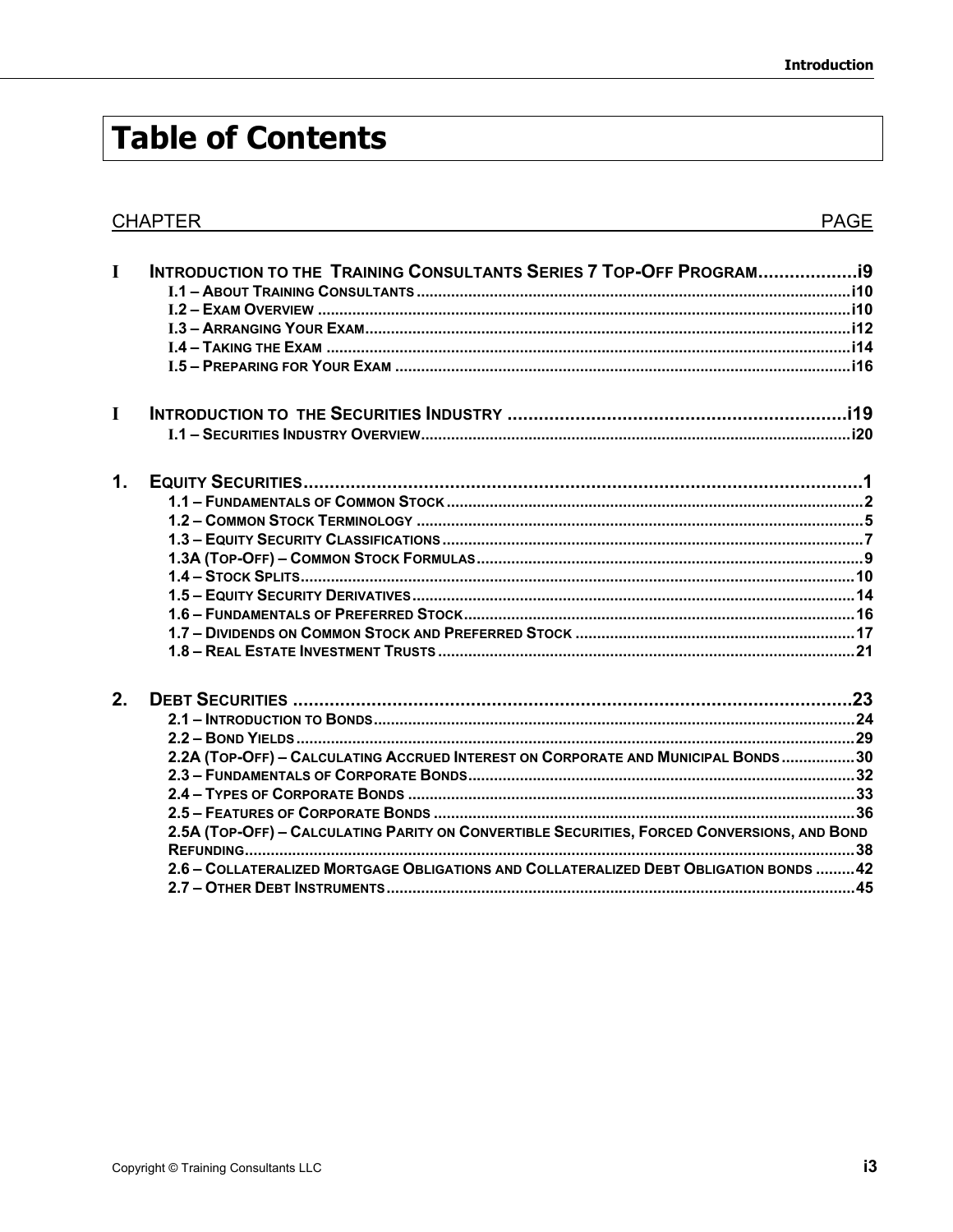# Table of Contents

| CHAPTER | | PAGE |
|---|---|---|
| **I** | **INTRODUCTION TO THE TRAINING CONSULTANTS SERIES 7 TOP-OFF PROGRAM** | **i9** |
| | I.1 – ABOUT TRAINING CONSULTANTS | i10 |
| | I.2 – EXAM OVERVIEW | i10 |
| | I.3 – ARRANGING YOUR EXAM | i12 |
| | I.4 – TAKING THE EXAM | i14 |
| | I.5 – PREPARING FOR YOUR EXAM | i16 |
| **I** | **INTRODUCTION TO THE SECURITIES INDUSTRY** | **i19** |
| | I.1 – SECURITIES INDUSTRY OVERVIEW | i20 |
| **1.** | **EQUITY SECURITIES** | **1** |
| | 1.1 – FUNDAMENTALS OF COMMON STOCK | 2 |
| | 1.2 – COMMON STOCK TERMINOLOGY | 5 |
| | 1.3 – EQUITY SECURITY CLASSIFICATIONS | 7 |
| | 1.3A (TOP-OFF) – COMMON STOCK FORMULAS | 9 |
| | 1.4 – STOCK SPLITS | 10 |
| | 1.5 – EQUITY SECURITY DERIVATIVES | 14 |
| | 1.6 – FUNDAMENTALS OF PREFERRED STOCK | 16 |
| | 1.7 – DIVIDENDS ON COMMON STOCK AND PREFERRED STOCK | 17 |
| | 1.8 – REAL ESTATE INVESTMENT TRUSTS | 21 |
| **2.** | **DEBT SECURITIES** | **23** |
| | 2.1 – INTRODUCTION TO BONDS | 24 |
| | 2.2 – BOND YIELDS | 29 |
| | 2.2A (TOP-OFF) – CALCULATING ACCRUED INTEREST ON CORPORATE AND MUNICIPAL BONDS | 30 |
| | 2.3 – FUNDAMENTALS OF CORPORATE BONDS | 32 |
| | 2.4 – TYPES OF CORPORATE BONDS | 33 |
| | 2.5 – FEATURES OF CORPORATE BONDS | 36 |
| | 2.5A (TOP-OFF) – CALCULATING PARITY ON CONVERTIBLE SECURITIES, FORCED CONVERSIONS, AND BOND REFUNDING | 38 |
| | 2.6 – COLLATERALIZED MORTGAGE OBLIGATIONS AND COLLATERALIZED DEBT OBLIGATION BONDS | 42 |
| | 2.7 – OTHER DEBT INSTRUMENTS | 45 |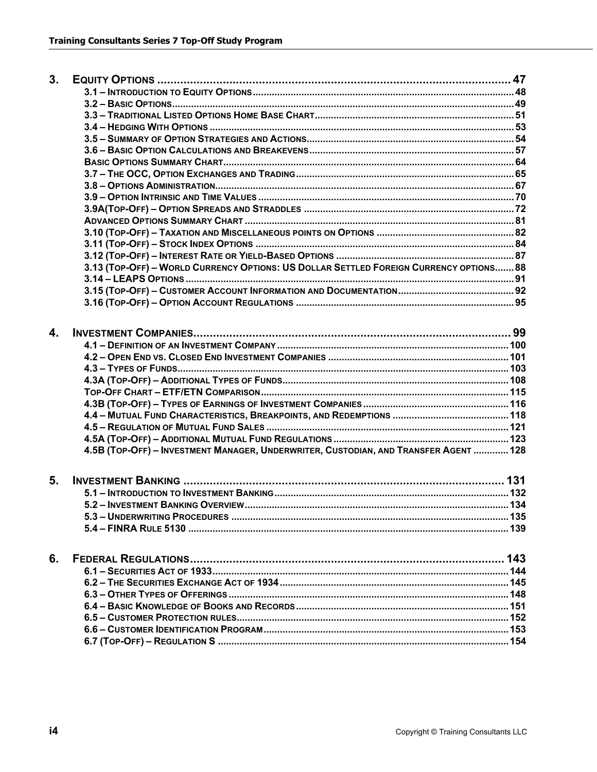## 3. EQUITY OPTIONS ........................................ 47

- 3.1 – INTRODUCTION TO EQUITY OPTIONS ........................................ 48
- 3.2 – BASIC OPTIONS ........................................ 49
- 3.3 – TRADITIONAL LISTED OPTIONS HOME BASE CHART ........................................ 51
- 3.4 – HEDGING WITH OPTIONS ........................................ 53
- 3.5 – SUMMARY OF OPTION STRATEGIES AND ACTIONS ........................................ 54
- 3.6 – BASIC OPTION CALCULATIONS AND BREAKEVENS ........................................ 57
- BASIC OPTIONS SUMMARY CHART ........................................ 64
- 3.7 – THE OCC, OPTION EXCHANGES AND TRADING ........................................ 65
- 3.8 – OPTIONS ADMINISTRATION ........................................ 67
- 3.9 – OPTION INTRINSIC AND TIME VALUES ........................................ 70
- 3.9A(TOP-OFF) – OPTION SPREADS AND STRADDLES ........................................ 72
- ADVANCED OPTIONS SUMMARY CHART ........................................ 81
- 3.10 (TOP-OFF) – TAXATION AND MISCELLANEOUS POINTS ON OPTIONS ........................................ 82
- 3.11 (TOP-OFF) – STOCK INDEX OPTIONS ........................................ 84
- 3.12 (TOP-OFF) – INTEREST RATE OR YIELD-BASED OPTIONS ........................................ 87
- 3.13 (TOP-OFF) – WORLD CURRENCY OPTIONS: US DOLLAR SETTLED FOREIGN CURRENCY OPTIONS ....... 88
- 3.14 – LEAPS OPTIONS ........................................ 91
- 3.15 (TOP-OFF) – CUSTOMER ACCOUNT INFORMATION AND DOCUMENTATION ........................................ 92
- 3.16 (TOP-OFF) – OPTION ACCOUNT REGULATIONS ........................................ 95

## 4. INVESTMENT COMPANIES ........................................ 99

- 4.1 – DEFINITION OF AN INVESTMENT COMPANY ........................................ 100
- 4.2 – OPEN END VS. CLOSED END INVESTMENT COMPANIES ........................................ 101
- 4.3 – TYPES OF FUNDS ........................................ 103
- 4.3A (TOP-OFF) – ADDITIONAL TYPES OF FUNDS ........................................ 108
- TOP-OFF CHART – ETF/ETN COMPARISON ........................................ 115
- 4.3B (TOP-OFF) – TYPES OF EARNINGS OF INVESTMENT COMPANIES ........................................ 116
- 4.4 – MUTUAL FUND CHARACTERISTICS, BREAKPOINTS, AND REDEMPTIONS ........................................ 118
- 4.5 – REGULATION OF MUTUAL FUND SALES ........................................ 121
- 4.5A (TOP-OFF) – ADDITIONAL MUTUAL FUND REGULATIONS ........................................ 123
- 4.5B (TOP-OFF) – INVESTMENT MANAGER, UNDERWRITER, CUSTODIAN, AND TRANSFER AGENT ............ 128

## 5. INVESTMENT BANKING ........................................ 131

- 5.1 – INTRODUCTION TO INVESTMENT BANKING ........................................ 132
- 5.2 – INVESTMENT BANKING OVERVIEW ........................................ 134
- 5.3 – UNDERWRITING PROCEDURES ........................................ 135
- 5.4 – FINRA RULE 5130 ........................................ 139

## 6. FEDERAL REGULATIONS ........................................ 143

- 6.1 – SECURITIES ACT OF 1933 ........................................ 144
- 6.2 – THE SECURITIES EXCHANGE ACT OF 1934 ........................................ 145
- 6.3 – OTHER TYPES OF OFFERINGS ........................................ 148
- 6.4 – BASIC KNOWLEDGE OF BOOKS AND RECORDS ........................................ 151
- 6.5 – CUSTOMER PROTECTION RULES ........................................ 152
- 6.6 – CUSTOMER IDENTIFICATION PROGRAM ........................................ 153
- 6.7 (TOP-OFF) – REGULATION S ........................................ 154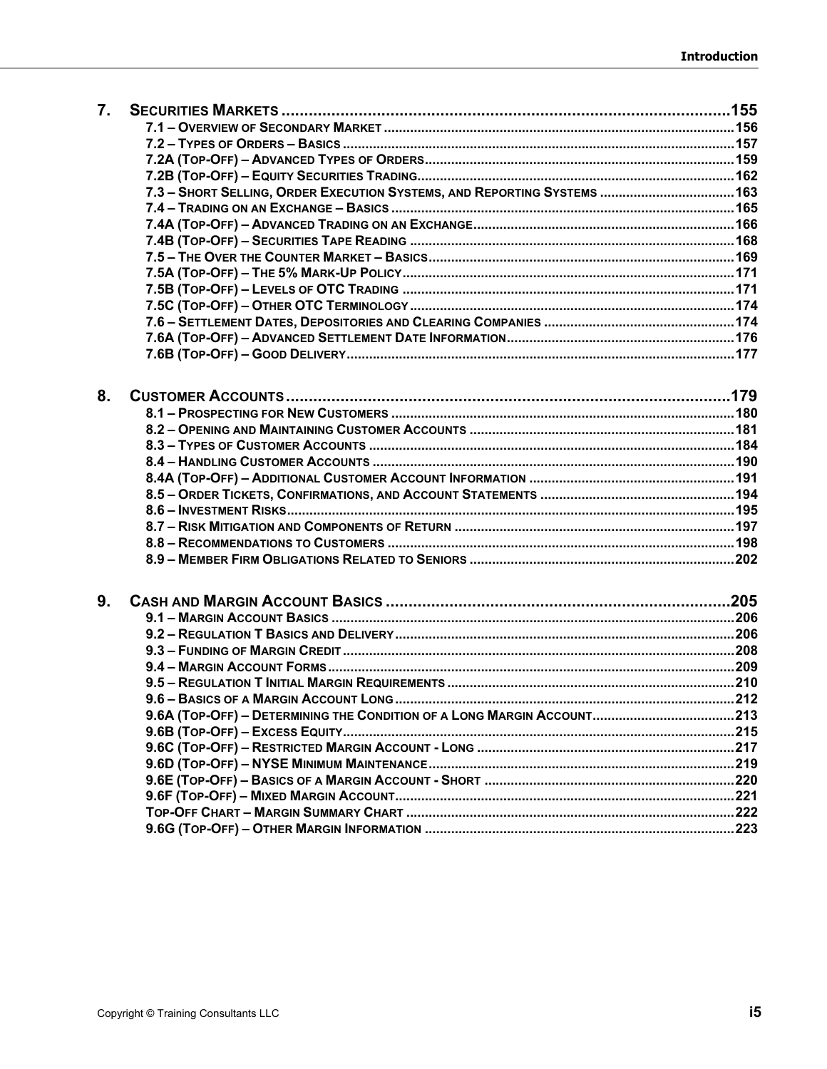7. **SECURITIES MARKETS .................................................. 155**
   - 7.1 – OVERVIEW OF SECONDARY MARKET .................................................. 156
   - 7.2 – TYPES OF ORDERS – BASICS .................................................. 157
   - 7.2A (TOP-OFF) – ADVANCED TYPES OF ORDERS .................................................. 159
   - 7.2B (TOP-OFF) – EQUITY SECURITIES TRADING .................................................. 162
   - 7.3 – SHORT SELLING, ORDER EXECUTION SYSTEMS, AND REPORTING SYSTEMS .................................................. 163
   - 7.4 – TRADING ON AN EXCHANGE – BASICS .................................................. 165
   - 7.4A (TOP-OFF) – ADVANCED TRADING ON AN EXCHANGE .................................................. 166
   - 7.4B (TOP-OFF) – SECURITIES TAPE READING .................................................. 168
   - 7.5 – THE OVER THE COUNTER MARKET – BASICS .................................................. 169
   - 7.5A (TOP-OFF) – THE 5% MARK-UP POLICY .................................................. 171
   - 7.5B (TOP-OFF) – LEVELS OF OTC TRADING .................................................. 171
   - 7.5C (TOP-OFF) – OTHER OTC TERMINOLOGY .................................................. 174
   - 7.6 – SETTLEMENT DATES, DEPOSITORIES AND CLEARING COMPANIES .................................................. 174
   - 7.6A (TOP-OFF) – ADVANCED SETTLEMENT DATE INFORMATION .................................................. 176
   - 7.6B (TOP-OFF) – GOOD DELIVERY .................................................. 177

8. **CUSTOMER ACCOUNTS .................................................. 179**
   - 8.1 – PROSPECTING FOR NEW CUSTOMERS .................................................. 180
   - 8.2 – OPENING AND MAINTAINING CUSTOMER ACCOUNTS .................................................. 181
   - 8.3 – TYPES OF CUSTOMER ACCOUNTS .................................................. 184
   - 8.4 – HANDLING CUSTOMER ACCOUNTS .................................................. 190
   - 8.4A (TOP-OFF) – ADDITIONAL CUSTOMER ACCOUNT INFORMATION .................................................. 191
   - 8.5 – ORDER TICKETS, CONFIRMATIONS, AND ACCOUNT STATEMENTS .................................................. 194
   - 8.6 – INVESTMENT RISKS .................................................. 195
   - 8.7 – RISK MITIGATION AND COMPONENTS OF RETURN .................................................. 197
   - 8.8 – RECOMMENDATIONS TO CUSTOMERS .................................................. 198
   - 8.9 – MEMBER FIRM OBLIGATIONS RELATED TO SENIORS .................................................. 202

9. **CASH AND MARGIN ACCOUNT BASICS .................................................. 205**
   - 9.1 – MARGIN ACCOUNT BASICS .................................................. 206
   - 9.2 – REGULATION T BASICS AND DELIVERY .................................................. 206
   - 9.3 – FUNDING OF MARGIN CREDIT .................................................. 208
   - 9.4 – MARGIN ACCOUNT FORMS .................................................. 209
   - 9.5 – REGULATION T INITIAL MARGIN REQUIREMENTS .................................................. 210
   - 9.6 – BASICS OF A MARGIN ACCOUNT LONG .................................................. 212
   - 9.6A (TOP-OFF) – DETERMINING THE CONDITION OF A LONG MARGIN ACCOUNT .................................................. 213
   - 9.6B (TOP-OFF) – EXCESS EQUITY .................................................. 215
   - 9.6C (TOP-OFF) – RESTRICTED MARGIN ACCOUNT - LONG .................................................. 217
   - 9.6D (TOP-OFF) – NYSE MINIMUM MAINTENANCE .................................................. 219
   - 9.6E (TOP-OFF) – BASICS OF A MARGIN ACCOUNT - SHORT .................................................. 220
   - 9.6F (TOP-OFF) – MIXED MARGIN ACCOUNT .................................................. 221
   - TOP-OFF CHART – MARGIN SUMMARY CHART .................................................. 222
   - 9.6G (TOP-OFF) – OTHER MARGIN INFORMATION .................................................. 223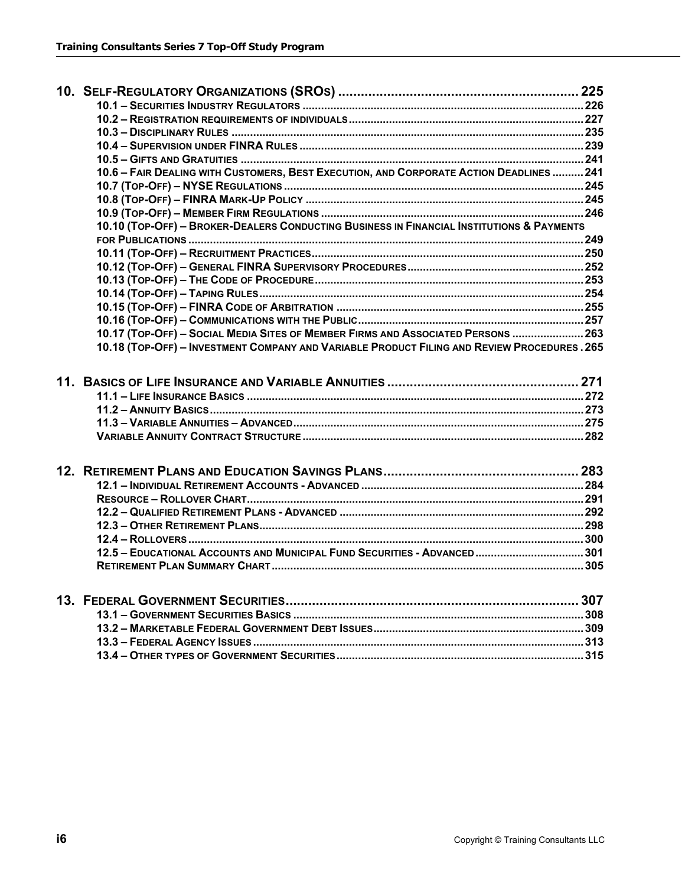## 10. Self-Regulatory Organizations (SROs) .... 225

- 10.1 – Securities Industry Regulators .... 226
- 10.2 – Registration requirements of individuals .... 227
- 10.3 – Disciplinary Rules .... 235
- 10.4 – Supervision under FINRA Rules .... 239
- 10.5 – Gifts and Gratuities .... 241
- 10.6 – Fair Dealing with Customers, Best Execution, and Corporate Action Deadlines .... 241
- 10.7 (Top-Off) – NYSE Regulations .... 245
- 10.8 (Top-Off) – FINRA Mark-Up Policy .... 245
- 10.9 (Top-Off) – Member Firm Regulations .... 246
- 10.10 (Top-Off) – Broker-Dealers Conducting Business in Financial Institutions & Payments for Publications .... 249
- 10.11 (Top-Off) – Recruitment Practices .... 250
- 10.12 (Top-Off) – General FINRA Supervisory Procedures .... 252
- 10.13 (Top-Off) – The Code of Procedure .... 253
- 10.14 (Top-Off) – Taping Rules .... 254
- 10.15 (Top-Off) – FINRA Code of Arbitration .... 255
- 10.16 (Top-Off) – Communications with the Public .... 257
- 10.17 (Top-Off) – Social Media Sites of Member Firms and Associated Persons .... 263
- 10.18 (Top-Off) – Investment Company and Variable Product Filing and Review Procedures .... 265

## 11. Basics of Life Insurance and Variable Annuities .... 271

- 11.1 – Life Insurance Basics .... 272
- 11.2 – Annuity Basics .... 273
- 11.3 – Variable Annuities – Advanced .... 275
- Variable Annuity Contract Structure .... 282

## 12. Retirement Plans and Education Savings Plans .... 283

- 12.1 – Individual Retirement Accounts - Advanced .... 284
- Resource – Rollover Chart .... 291
- 12.2 – Qualified Retirement Plans - Advanced .... 292
- 12.3 – Other Retirement Plans .... 298
- 12.4 – Rollovers .... 300
- 12.5 – Educational Accounts and Municipal Fund Securities - Advanced .... 301
- Retirement Plan Summary Chart .... 305

## 13. Federal Government Securities .... 307

- 13.1 – Government Securities Basics .... 308
- 13.2 – Marketable Federal Government Debt Issues .... 309
- 13.3 – Federal Agency Issues .... 313
- 13.4 – Other types of Government Securities .... 315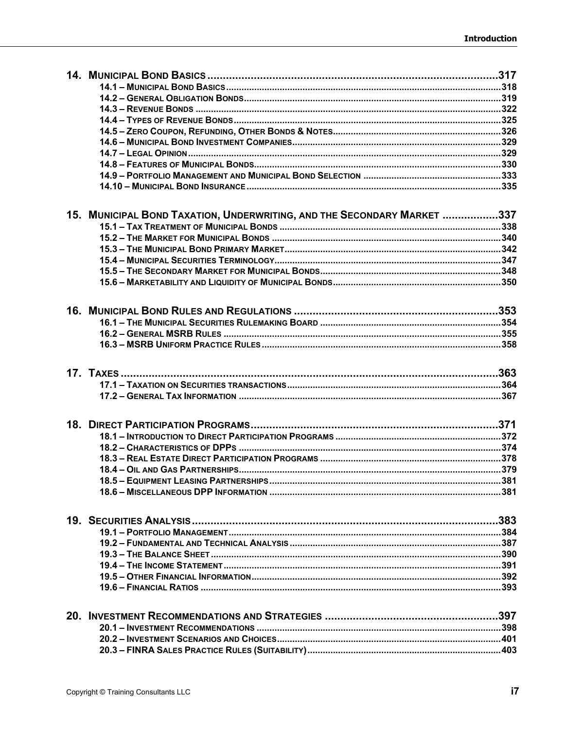**14. Municipal Bond Basics ..... 317**

- 14.1 – Municipal Bond Basics ..... 318
- 14.2 – General Obligation Bonds ..... 319
- 14.3 – Revenue Bonds ..... 322
- 14.4 – Types of Revenue Bonds ..... 325
- 14.5 – Zero Coupon, Refunding, Other Bonds & Notes ..... 326
- 14.6 – Municipal Bond Investment Companies ..... 329
- 14.7 – Legal Opinion ..... 329
- 14.8 – Features of Municipal Bonds ..... 330
- 14.9 – Portfolio Management and Municipal Bond Selection ..... 333
- 14.10 – Municipal Bond Insurance ..... 335

**15. Municipal Bond Taxation, Underwriting, and the Secondary Market ..... 337**

- 15.1 – Tax Treatment of Municipal Bonds ..... 338
- 15.2 – The Market for Municipal Bonds ..... 340
- 15.3 – The Municipal Bond Primary Market ..... 342
- 15.4 – Municipal Securities Terminology ..... 347
- 15.5 – The Secondary Market for Municipal Bonds ..... 348
- 15.6 – Marketability and Liquidity of Municipal Bonds ..... 350

**16. Municipal Bond Rules and Regulations ..... 353**

- 16.1 – The Municipal Securities Rulemaking Board ..... 354
- 16.2 – General MSRB Rules ..... 355
- 16.3 – MSRB Uniform Practice Rules ..... 358

**17. Taxes ..... 363**

- 17.1 – Taxation on Securities transactions ..... 364
- 17.2 – General Tax Information ..... 367

**18. Direct Participation Programs ..... 371**

- 18.1 – Introduction to Direct Participation Programs ..... 372
- 18.2 – Characteristics of DPPs ..... 374
- 18.3 – Real Estate Direct Participation Programs ..... 378
- 18.4 – Oil and Gas Partnerships ..... 379
- 18.5 – Equipment Leasing Partnerships ..... 381
- 18.6 – Miscellaneous DPP Information ..... 381

**19. Securities Analysis ..... 383**

- 19.1 – Portfolio Management ..... 384
- 19.2 – Fundamental and Technical Analysis ..... 387
- 19.3 – The Balance Sheet ..... 390
- 19.4 – The Income Statement ..... 391
- 19.5 – Other Financial Information ..... 392
- 19.6 – Financial Ratios ..... 393

**20. Investment Recommendations and Strategies ..... 397**

- 20.1 – Investment Recommendations ..... 398
- 20.2 – Investment Scenarios and Choices ..... 401
- 20.3 – FINRA Sales Practice Rules (Suitability) ..... 403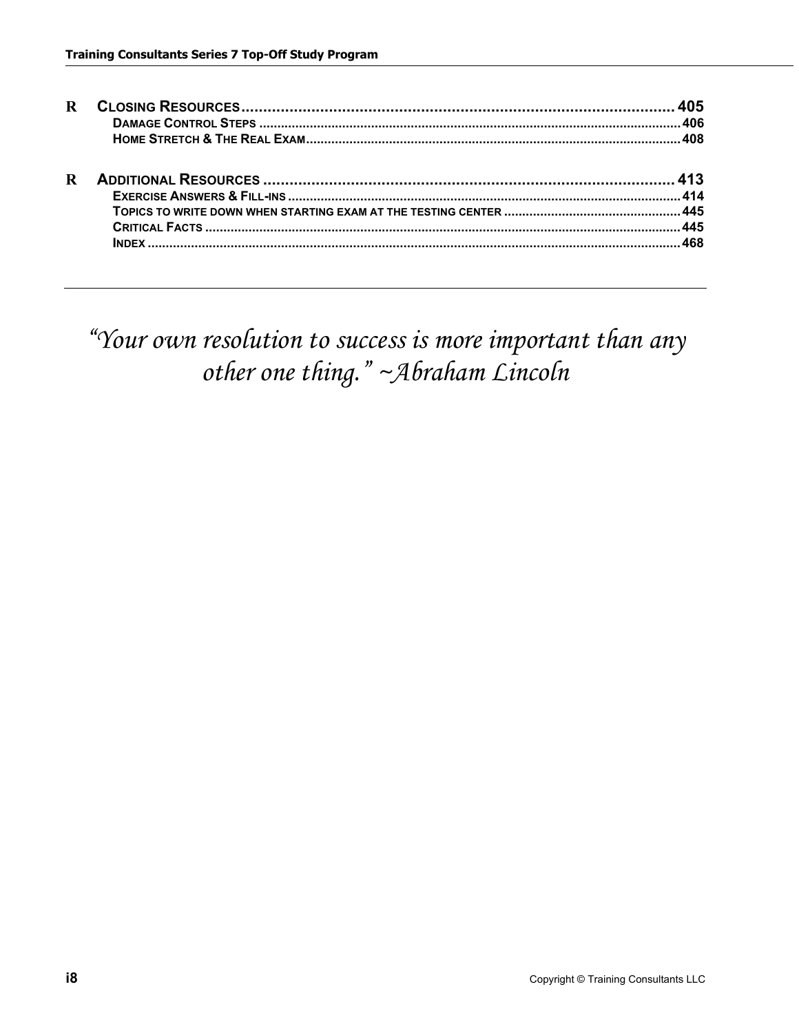**R CLOSING RESOURCES ........ 405**

- **DAMAGE CONTROL STEPS ........ 406**
- **HOME STRETCH & THE REAL EXAM ........ 408**

**R ADDITIONAL RESOURCES ........ 413**

- **EXERCISE ANSWERS & FILL-INS ........ 414**
- **TOPICS TO WRITE DOWN WHEN STARTING EXAM AT THE TESTING CENTER ........ 445**
- **CRITICAL FACTS ........ 445**
- **INDEX ........ 468**

---

*"Your own resolution to success is more important than any other one thing." ~Abraham Lincoln*